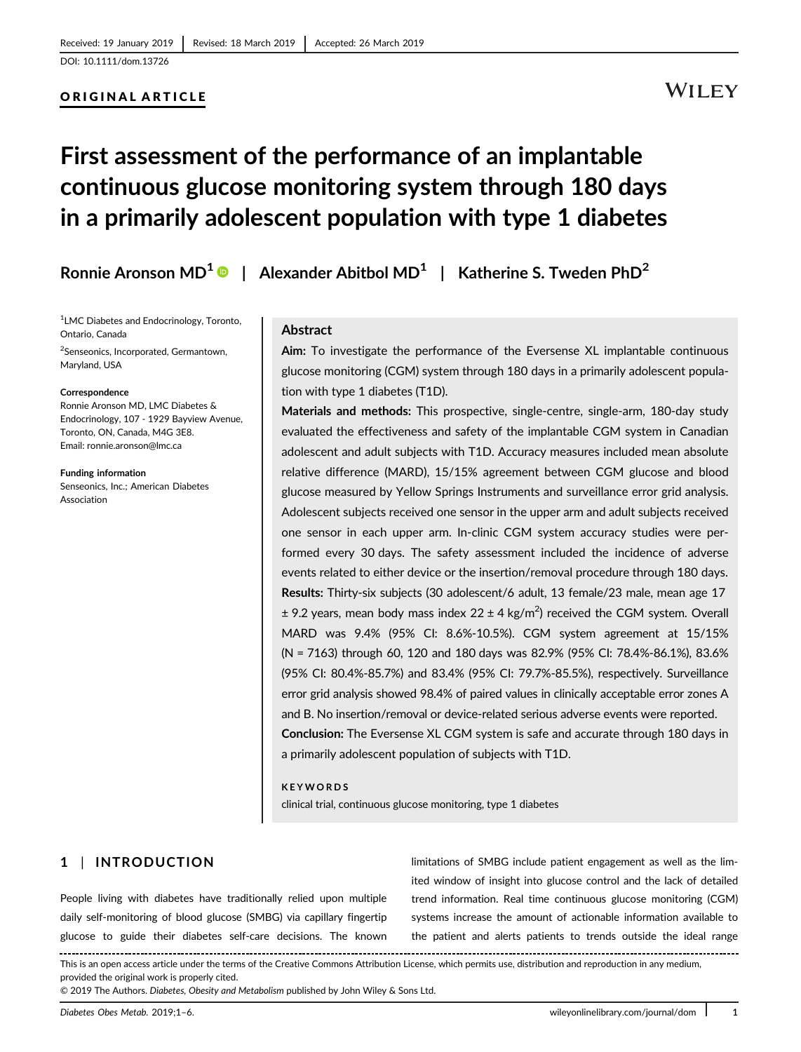Received: 19 January 2019 | Revised: 18 March 2019 | Accepted: 26 March 2019

DOI: 10.1111/dom.13726

**ORIGINAL ARTICLE**

# First assessment of the performance of an implantable continuous glucose monitoring system through 180 days in a primarily adolescent population with type 1 diabetes

**Ronnie Aronson MD[1] | Alexander Abitbol MD[1] | Katherine S. Tweden PhD[2]**

[1]LMC Diabetes and Endocrinology, Toronto, Ontario, Canada

[2]Senseonics, Incorporated, Germantown, Maryland, USA

**Correspondence**
Ronnie Aronson MD, LMC Diabetes & Endocrinology, 107 - 1929 Bayview Avenue, Toronto, ON, Canada, M4G 3E8.
Email: ronnie.aronson@lmc.ca

**Funding information**
Senseonics, Inc.; American Diabetes Association

## Abstract

**Aim:** To investigate the performance of the Eversense XL implantable continuous glucose monitoring (CGM) system through 180 days in a primarily adolescent population with type 1 diabetes (T1D).

**Materials and methods:** This prospective, single-centre, single-arm, 180-day study evaluated the effectiveness and safety of the implantable CGM system in Canadian adolescent and adult subjects with T1D. Accuracy measures included mean absolute relative difference (MARD), 15/15% agreement between CGM glucose and blood glucose measured by Yellow Springs Instruments and surveillance error grid analysis. Adolescent subjects received one sensor in the upper arm and adult subjects received one sensor in each upper arm. In-clinic CGM system accuracy studies were performed every 30 days. The safety assessment included the incidence of adverse events related to either device or the insertion/removal procedure through 180 days.

**Results:** Thirty-six subjects (30 adolescent/6 adult, 13 female/23 male, mean age 17 ± 9.2 years, mean body mass index 22 ± 4 kg/m$^2$) received the CGM system. Overall MARD was 9.4% (95% CI: 8.6%-10.5%). CGM system agreement at 15/15% (N = 7163) through 60, 120 and 180 days was 82.9% (95% CI: 78.4%-86.1%), 83.6% (95% CI: 80.4%-85.7%) and 83.4% (95% CI: 79.7%-85.5%), respectively. Surveillance error grid analysis showed 98.4% of paired values in clinically acceptable error zones A and B. No insertion/removal or device-related serious adverse events were reported.

**Conclusion:** The Eversense XL CGM system is safe and accurate through 180 days in a primarily adolescent population of subjects with T1D.

**KEYWORDS**

clinical trial, continuous glucose monitoring, type 1 diabetes

## 1 | INTRODUCTION

People living with diabetes have traditionally relied upon multiple daily self-monitoring of blood glucose (SMBG) via capillary fingertip glucose to guide their diabetes self-care decisions. The known limitations of SMBG include patient engagement as well as the limited window of insight into glucose control and the lack of detailed trend information. Real time continuous glucose monitoring (CGM) systems increase the amount of actionable information available to the patient and alerts patients to trends outside the ideal range

This is an open access article under the terms of the Creative Commons Attribution License, which permits use, distribution and reproduction in any medium, provided the original work is properly cited.
© 2019 The Authors. *Diabetes, Obesity and Metabolism* published by John Wiley & Sons Ltd.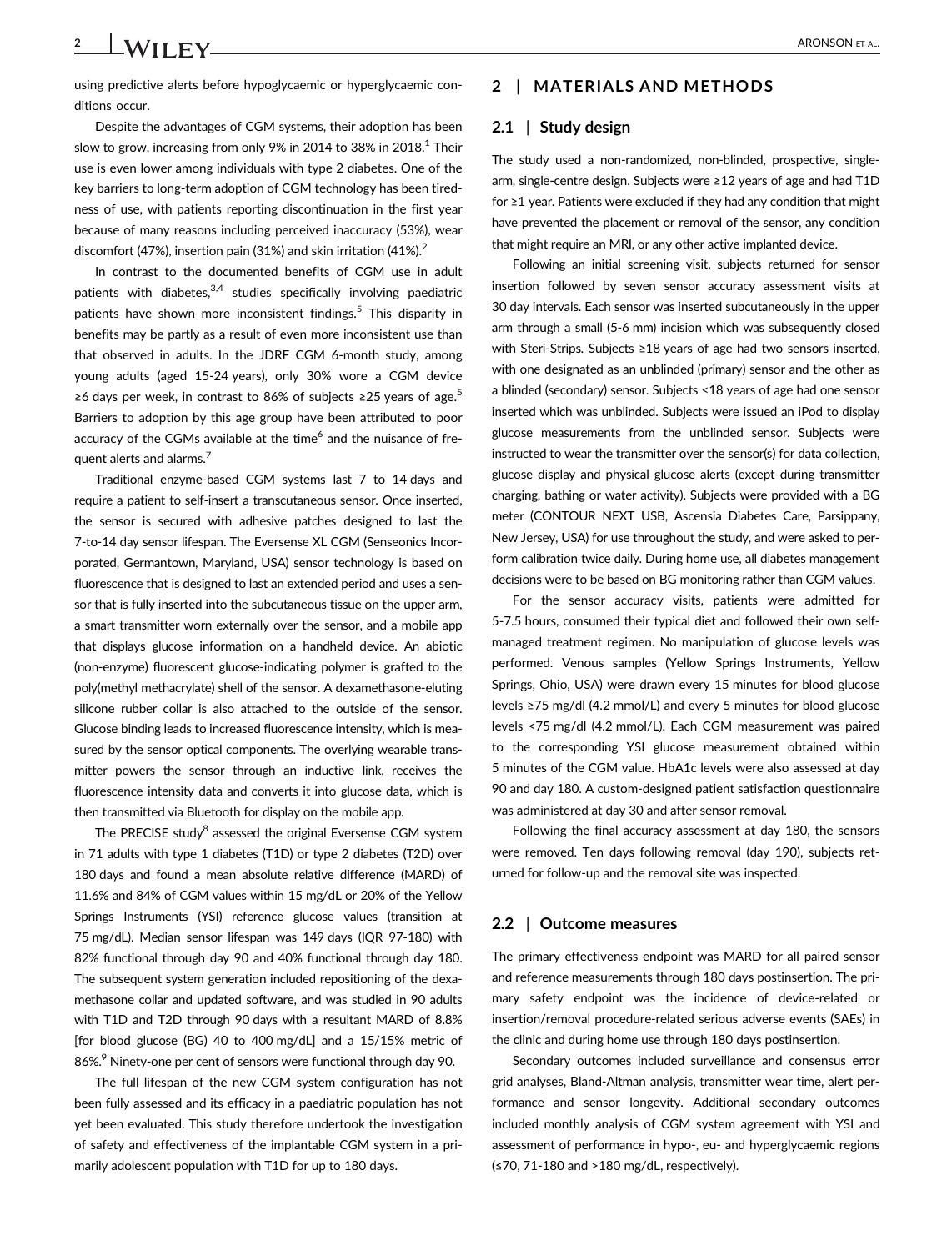using predictive alerts before hypoglycaemic or hyperglycaemic conditions occur.

Despite the advantages of CGM systems, their adoption has been slow to grow, increasing from only 9% in 2014 to 38% in 2018.[1] Their use is even lower among individuals with type 2 diabetes. One of the key barriers to long-term adoption of CGM technology has been tiredness of use, with patients reporting discontinuation in the first year because of many reasons including perceived inaccuracy (53%), wear discomfort (47%), insertion pain (31%) and skin irritation (41%).[2]

In contrast to the documented benefits of CGM use in adult patients with diabetes,[3,4] studies specifically involving paediatric patients have shown more inconsistent findings.[5] This disparity in benefits may be partly as a result of even more inconsistent use than that observed in adults. In the JDRF CGM 6-month study, among young adults (aged 15-24 years), only 30% wore a CGM device ≥6 days per week, in contrast to 86% of subjects ≥25 years of age.[5] Barriers to adoption by this age group have been attributed to poor accuracy of the CGMs available at the time[6] and the nuisance of frequent alerts and alarms.[7]

Traditional enzyme-based CGM systems last 7 to 14 days and require a patient to self-insert a transcutaneous sensor. Once inserted, the sensor is secured with adhesive patches designed to last the 7-to-14 day sensor lifespan. The Eversense XL CGM (Senseonics Incorporated, Germantown, Maryland, USA) sensor technology is based on fluorescence that is designed to last an extended period and uses a sensor that is fully inserted into the subcutaneous tissue on the upper arm, a smart transmitter worn externally over the sensor, and a mobile app that displays glucose information on a handheld device. An abiotic (non-enzyme) fluorescent glucose-indicating polymer is grafted to the poly(methyl methacrylate) shell of the sensor. A dexamethasone-eluting silicone rubber collar is also attached to the outside of the sensor. Glucose binding leads to increased fluorescence intensity, which is measured by the sensor optical components. The overlying wearable transmitter powers the sensor through an inductive link, receives the fluorescence intensity data and converts it into glucose data, which is then transmitted via Bluetooth for display on the mobile app.

The PRECISE study[8] assessed the original Eversense CGM system in 71 adults with type 1 diabetes (T1D) or type 2 diabetes (T2D) over 180 days and found a mean absolute relative difference (MARD) of 11.6% and 84% of CGM values within 15 mg/dL or 20% of the Yellow Springs Instruments (YSI) reference glucose values (transition at 75 mg/dL). Median sensor lifespan was 149 days (IQR 97-180) with 82% functional through day 90 and 40% functional through day 180. The subsequent system generation included repositioning of the dexamethasone collar and updated software, and was studied in 90 adults with T1D and T2D through 90 days with a resultant MARD of 8.8% [for blood glucose (BG) 40 to 400 mg/dL] and a 15/15% metric of 86%.[9] Ninety-one per cent of sensors were functional through day 90.

The full lifespan of the new CGM system configuration has not been fully assessed and its efficacy in a paediatric population has not yet been evaluated. This study therefore undertook the investigation of safety and effectiveness of the implantable CGM system in a primarily adolescent population with T1D for up to 180 days.

## 2 | MATERIALS AND METHODS

### 2.1 | Study design

The study used a non-randomized, non-blinded, prospective, single-arm, single-centre design. Subjects were ≥12 years of age and had T1D for ≥1 year. Patients were excluded if they had any condition that might have prevented the placement or removal of the sensor, any condition that might require an MRI, or any other active implanted device.

Following an initial screening visit, subjects returned for sensor insertion followed by seven sensor accuracy assessment visits at 30 day intervals. Each sensor was inserted subcutaneously in the upper arm through a small (5-6 mm) incision which was subsequently closed with Steri-Strips. Subjects ≥18 years of age had two sensors inserted, with one designated as an unblinded (primary) sensor and the other as a blinded (secondary) sensor. Subjects <18 years of age had one sensor inserted which was unblinded. Subjects were issued an iPod to display glucose measurements from the unblinded sensor. Subjects were instructed to wear the transmitter over the sensor(s) for data collection, glucose display and physical glucose alerts (except during transmitter charging, bathing or water activity). Subjects were provided with a BG meter (CONTOUR NEXT USB, Ascensia Diabetes Care, Parsippany, New Jersey, USA) for use throughout the study, and were asked to perform calibration twice daily. During home use, all diabetes management decisions were to be based on BG monitoring rather than CGM values.

For the sensor accuracy visits, patients were admitted for 5-7.5 hours, consumed their typical diet and followed their own self-managed treatment regimen. No manipulation of glucose levels was performed. Venous samples (Yellow Springs Instruments, Yellow Springs, Ohio, USA) were drawn every 15 minutes for blood glucose levels ≥75 mg/dl (4.2 mmol/L) and every 5 minutes for blood glucose levels <75 mg/dl (4.2 mmol/L). Each CGM measurement was paired to the corresponding YSI glucose measurement obtained within 5 minutes of the CGM value. HbA1c levels were also assessed at day 90 and day 180. A custom-designed patient satisfaction questionnaire was administered at day 30 and after sensor removal.

Following the final accuracy assessment at day 180, the sensors were removed. Ten days following removal (day 190), subjects returned for follow-up and the removal site was inspected.

### 2.2 | Outcome measures

The primary effectiveness endpoint was MARD for all paired sensor and reference measurements through 180 days postinsertion. The primary safety endpoint was the incidence of device-related or insertion/removal procedure-related serious adverse events (SAEs) in the clinic and during home use through 180 days postinsertion.

Secondary outcomes included surveillance and consensus error grid analyses, Bland-Altman analysis, transmitter wear time, alert performance and sensor longevity. Additional secondary outcomes included monthly analysis of CGM system agreement with YSI and assessment of performance in hypo-, eu- and hyperglycaemic regions (≤70, 71-180 and >180 mg/dL, respectively).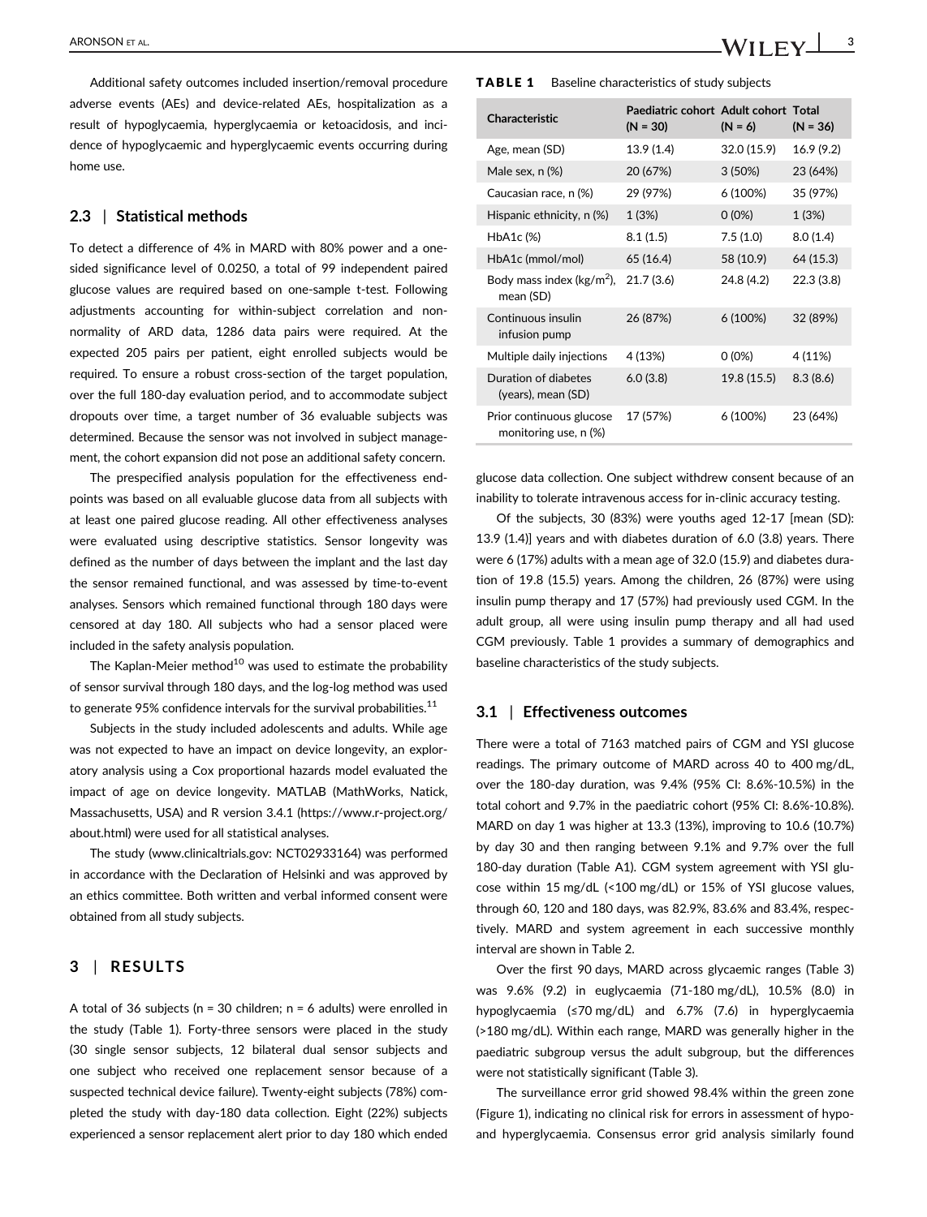Additional safety outcomes included insertion/removal procedure adverse events (AEs) and device-related AEs, hospitalization as a result of hypoglycaemia, hyperglycaemia or ketoacidosis, and incidence of hypoglycaemic and hyperglycaemic events occurring during home use.

### 2.3 | Statistical methods

To detect a difference of 4% in MARD with 80% power and a one-sided significance level of 0.0250, a total of 99 independent paired glucose values are required based on one-sample t-test. Following adjustments accounting for within-subject correlation and non-normality of ARD data, 1286 data pairs were required. At the expected 205 pairs per patient, eight enrolled subjects would be required. To ensure a robust cross-section of the target population, over the full 180-day evaluation period, and to accommodate subject dropouts over time, a target number of 36 evaluable subjects was determined. Because the sensor was not involved in subject management, the cohort expansion did not pose an additional safety concern.

The prespecified analysis population for the effectiveness endpoints was based on all evaluable glucose data from all subjects with at least one paired glucose reading. All other effectiveness analyses were evaluated using descriptive statistics. Sensor longevity was defined as the number of days between the implant and the last day the sensor remained functional, and was assessed by time-to-event analyses. Sensors which remained functional through 180 days were censored at day 180. All subjects who had a sensor placed were included in the safety analysis population.

The Kaplan-Meier method[10] was used to estimate the probability of sensor survival through 180 days, and the log-log method was used to generate 95% confidence intervals for the survival probabilities.[11]

Subjects in the study included adolescents and adults. While age was not expected to have an impact on device longevity, an exploratory analysis using a Cox proportional hazards model evaluated the impact of age on device longevity. MATLAB (MathWorks, Natick, Massachusetts, USA) and R version 3.4.1 (https://www.r-project.org/about.html) were used for all statistical analyses.

The study (www.clinicaltrials.gov: NCT02933164) was performed in accordance with the Declaration of Helsinki and was approved by an ethics committee. Both written and verbal informed consent were obtained from all study subjects.

## 3 | RESULTS

A total of 36 subjects (n = 30 children; n = 6 adults) were enrolled in the study (Table 1). Forty-three sensors were placed in the study (30 single sensor subjects, 12 bilateral dual sensor subjects and one subject who received one replacement sensor because of a suspected technical device failure). Twenty-eight subjects (78%) completed the study with day-180 data collection. Eight (22%) subjects experienced a sensor replacement alert prior to day 180 which ended glucose data collection. One subject withdrew consent because of an inability to tolerate intravenous access for in-clinic accuracy testing.

**TABLE 1** Baseline characteristics of study subjects

| Characteristic | Paediatric cohort (N = 30) | Adult cohort (N = 6) | Total (N = 36) |
|---|---|---|---|
| Age, mean (SD) | 13.9 (1.4) | 32.0 (15.9) | 16.9 (9.2) |
| Male sex, n (%) | 20 (67%) | 3 (50%) | 23 (64%) |
| Caucasian race, n (%) | 29 (97%) | 6 (100%) | 35 (97%) |
| Hispanic ethnicity, n (%) | 1 (3%) | 0 (0%) | 1 (3%) |
| HbA1c (%) | 8.1 (1.5) | 7.5 (1.0) | 8.0 (1.4) |
| HbA1c (mmol/mol) | 65 (16.4) | 58 (10.9) | 64 (15.3) |
| Body mass index (kg/m$^2$), mean (SD) | 21.7 (3.6) | 24.8 (4.2) | 22.3 (3.8) |
| Continuous insulin infusion pump | 26 (87%) | 6 (100%) | 32 (89%) |
| Multiple daily injections | 4 (13%) | 0 (0%) | 4 (11%) |
| Duration of diabetes (years), mean (SD) | 6.0 (3.8) | 19.8 (15.5) | 8.3 (8.6) |
| Prior continuous glucose monitoring use, n (%) | 17 (57%) | 6 (100%) | 23 (64%) |

Of the subjects, 30 (83%) were youths aged 12-17 [mean (SD): 13.9 (1.4)] years and with diabetes duration of 6.0 (3.8) years. There were 6 (17%) adults with a mean age of 32.0 (15.9) and diabetes duration of 19.8 (15.5) years. Among the children, 26 (87%) were using insulin pump therapy and 17 (57%) had previously used CGM. In the adult group, all were using insulin pump therapy and all had used CGM previously. Table 1 provides a summary of demographics and baseline characteristics of the study subjects.

### 3.1 | Effectiveness outcomes

There were a total of 7163 matched pairs of CGM and YSI glucose readings. The primary outcome of MARD across 40 to 400 mg/dL, over the 180-day duration, was 9.4% (95% CI: 8.6%-10.5%) in the total cohort and 9.7% in the paediatric cohort (95% CI: 8.6%-10.8%). MARD on day 1 was higher at 13.3 (13%), improving to 10.6 (10.7%) by day 30 and then ranging between 9.1% and 9.7% over the full 180-day duration (Table A1). CGM system agreement with YSI glucose within 15 mg/dL (<100 mg/dL) or 15% of YSI glucose values, through 60, 120 and 180 days, was 82.9%, 83.6% and 83.4%, respectively. MARD and system agreement in each successive monthly interval are shown in Table 2.

Over the first 90 days, MARD across glycaemic ranges (Table 3) was 9.6% (9.2) in euglycaemia (71-180 mg/dL), 10.5% (8.0) in hypoglycaemia (≤70 mg/dL) and 6.7% (7.6) in hyperglycaemia (>180 mg/dL). Within each range, MARD was generally higher in the paediatric subgroup versus the adult subgroup, but the differences were not statistically significant (Table 3).

The surveillance error grid showed 98.4% within the green zone (Figure 1), indicating no clinical risk for errors in assessment of hypo- and hyperglycaemia. Consensus error grid analysis similarly found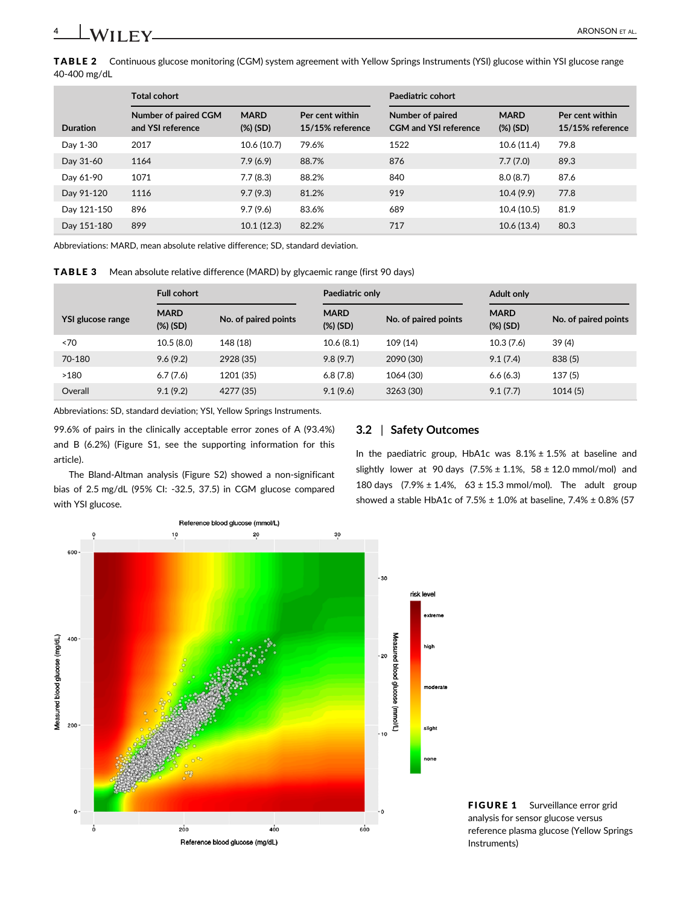**TABLE 2** Continuous glucose monitoring (CGM) system agreement with Yellow Springs Instruments (YSI) glucose within YSI glucose range 40-400 mg/dL

| Duration | Total cohort | | | Paediatric cohort | | |
|---|---|---|---|---|---|---|
| | Number of paired CGM and YSI reference | MARD (%) (SD) | Per cent within 15/15% reference | Number of paired CGM and YSI reference | MARD (%) (SD) | Per cent within 15/15% reference |
| Day 1-30 | 2017 | 10.6 (10.7) | 79.6% | 1522 | 10.6 (11.4) | 79.8 |
| Day 31-60 | 1164 | 7.9 (6.9) | 88.7% | 876 | 7.7 (7.0) | 89.3 |
| Day 61-90 | 1071 | 7.7 (8.3) | 88.2% | 840 | 8.0 (8.7) | 87.6 |
| Day 91-120 | 1116 | 9.7 (9.3) | 81.2% | 919 | 10.4 (9.9) | 77.8 |
| Day 121-150 | 896 | 9.7 (9.6) | 83.6% | 689 | 10.4 (10.5) | 81.9 |
| Day 151-180 | 899 | 10.1 (12.3) | 82.2% | 717 | 10.6 (13.4) | 80.3 |

Abbreviations: MARD, mean absolute relative difference; SD, standard deviation.

**TABLE 3** Mean absolute relative difference (MARD) by glycaemic range (first 90 days)

| YSI glucose range | Full cohort | | Paediatric only | | Adult only | |
|---|---|---|---|---|---|---|
| | MARD (%) (SD) | No. of paired points | MARD (%) (SD) | No. of paired points | MARD (%) (SD) | No. of paired points |
| <70 | 10.5 (8.0) | 148 (18) | 10.6 (8.1) | 109 (14) | 10.3 (7.6) | 39 (4) |
| 70-180 | 9.6 (9.2) | 2928 (35) | 9.8 (9.7) | 2090 (30) | 9.1 (7.4) | 838 (5) |
| >180 | 6.7 (7.6) | 1201 (35) | 6.8 (7.8) | 1064 (30) | 6.6 (6.3) | 137 (5) |
| Overall | 9.1 (9.2) | 4277 (35) | 9.1 (9.6) | 3263 (30) | 9.1 (7.7) | 1014 (5) |

Abbreviations: SD, standard deviation; YSI, Yellow Springs Instruments.

99.6% of pairs in the clinically acceptable error zones of A (93.4%) and B (6.2%) (Figure S1, see the supporting information for this article).

The Bland-Altman analysis (Figure S2) showed a non-significant bias of 2.5 mg/dL (95% CI: -32.5, 37.5) in CGM glucose compared with YSI glucose.

## 3.2 | Safety Outcomes

In the paediatric group, HbA1c was 8.1% ± 1.5% at baseline and slightly lower at 90 days (7.5% ± 1.1%, 58 ± 12.0 mmol/mol) and 180 days (7.9% ± 1.4%, 63 ± 15.3 mmol/mol). The adult group showed a stable HbA1c of 7.5% ± 1.0% at baseline, 7.4% ± 0.8% (57

**FIGURE 1** Surveillance error grid analysis for sensor glucose versus reference plasma glucose (Yellow Springs Instruments)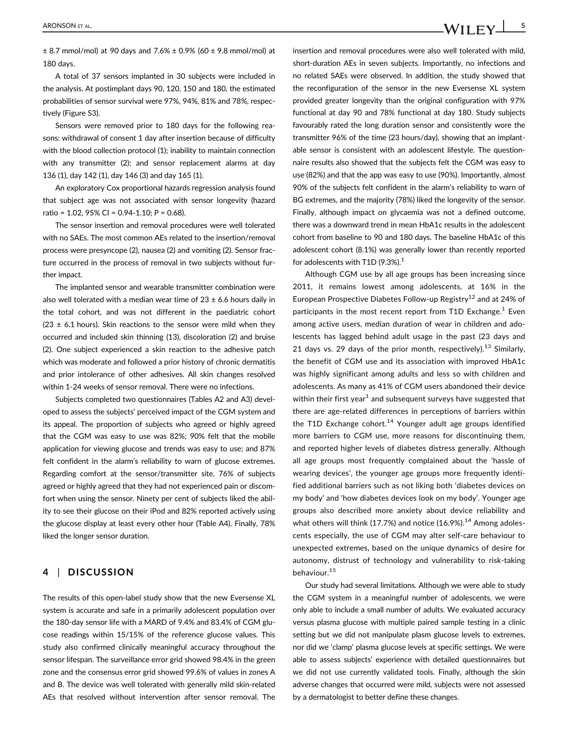± 8.7 mmol/mol) at 90 days and 7.6% ± 0.9% (60 ± 9.8 mmol/mol) at 180 days.

A total of 37 sensors implanted in 30 subjects were included in the analysis. At postimplant days 90, 120, 150 and 180, the estimated probabilities of sensor survival were 97%, 94%, 81% and 78%, respectively (Figure S3).

Sensors were removed prior to 180 days for the following reasons: withdrawal of consent 1 day after insertion because of difficulty with the blood collection protocol (1); inability to maintain connection with any transmitter (2); and sensor replacement alarms at day 136 (1), day 142 (1), day 146 (3) and day 165 (1).

An exploratory Cox proportional hazards regression analysis found that subject age was not associated with sensor longevity (hazard ratio = 1.02, 95% CI = 0.94-1.10; $P = 0.68$).

The sensor insertion and removal procedures were well tolerated with no SAEs. The most common AEs related to the insertion/removal process were presyncope (2), nausea (2) and vomiting (2). Sensor fracture occurred in the process of removal in two subjects without further impact.

The implanted sensor and wearable transmitter combination were also well tolerated with a median wear time of 23 ± 6.6 hours daily in the total cohort, and was not different in the paediatric cohort (23 ± 6.1 hours). Skin reactions to the sensor were mild when they occurred and included skin thinning (13), discoloration (2) and bruise (2). One subject experienced a skin reaction to the adhesive patch which was moderate and followed a prior history of chronic dermatitis and prior intolerance of other adhesives. All skin changes resolved within 1-24 weeks of sensor removal. There were no infections.

Subjects completed two questionnaires (Tables A2 and A3) developed to assess the subjects' perceived impact of the CGM system and its appeal. The proportion of subjects who agreed or highly agreed that the CGM was easy to use was 82%; 90% felt that the mobile application for viewing glucose and trends was easy to use; and 87% felt confident in the alarm's reliability to warn of glucose extremes. Regarding comfort at the sensor/transmitter site, 76% of subjects agreed or highly agreed that they had not experienced pain or discomfort when using the sensor. Ninety per cent of subjects liked the ability to see their glucose on their iPod and 82% reported actively using the glucose display at least every other hour (Table A4). Finally, 78% liked the longer sensor duration.

## 4 | DISCUSSION

The results of this open-label study show that the new Eversense XL system is accurate and safe in a primarily adolescent population over the 180-day sensor life with a MARD of 9.4% and 83.4% of CGM glucose readings within 15/15% of the reference glucose values. This study also confirmed clinically meaningful accuracy throughout the sensor lifespan. The surveillance error grid showed 98.4% in the green zone and the consensus error grid showed 99.6% of values in zones A and B. The device was well tolerated with generally mild skin-related AEs that resolved without intervention after sensor removal. The insertion and removal procedures were also well tolerated with mild, short-duration AEs in seven subjects. Importantly, no infections and no related SAEs were observed. In addition, the study showed that the reconfiguration of the sensor in the new Eversense XL system provided greater longevity than the original configuration with 97% functional at day 90 and 78% functional at day 180. Study subjects favourably rated the long duration sensor and consistently wore the transmitter 96% of the time (23 hours/day), showing that an implantable sensor is consistent with an adolescent lifestyle. The questionnaire results also showed that the subjects felt the CGM was easy to use (82%) and that the app was easy to use (90%). Importantly, almost 90% of the subjects felt confident in the alarm's reliability to warn of BG extremes, and the majority (78%) liked the longevity of the sensor. Finally, although impact on glycaemia was not a defined outcome, there was a downward trend in mean HbA1c results in the adolescent cohort from baseline to 90 and 180 days. The baseline HbA1c of this adolescent cohort (8.1%) was generally lower than recently reported for adolescents with T1D (9.3%).[1]

Although CGM use by all age groups has been increasing since 2011, it remains lowest among adolescents, at 16% in the European Prospective Diabetes Follow-up Registry[12] and at 24% of participants in the most recent report from T1D Exchange.[1] Even among active users, median duration of wear in children and adolescents has lagged behind adult usage in the past (23 days and 21 days vs. 29 days of the prior month, respectively).[13] Similarly, the benefit of CGM use and its association with improved HbA1c was highly significant among adults and less so with children and adolescents. As many as 41% of CGM users abandoned their device within their first year[1] and subsequent surveys have suggested that there are age-related differences in perceptions of barriers within the T1D Exchange cohort.[14] Younger adult age groups identified more barriers to CGM use, more reasons for discontinuing them, and reported higher levels of diabetes distress generally. Although all age groups most frequently complained about the 'hassle of wearing devices', the younger age groups more frequently identified additional barriers such as not liking both 'diabetes devices on my body' and 'how diabetes devices look on my body'. Younger age groups also described more anxiety about device reliability and what others will think (17.7%) and notice (16.9%).[14] Among adolescents especially, the use of CGM may alter self-care behaviour to unexpected extremes, based on the unique dynamics of desire for autonomy, distrust of technology and vulnerability to risk-taking behaviour.[15]

Our study had several limitations. Although we were able to study the CGM system in a meaningful number of adolescents, we were only able to include a small number of adults. We evaluated accuracy versus plasma glucose with multiple paired sample testing in a clinic setting but we did not manipulate plasm glucose levels to extremes, nor did we 'clamp' plasma glucose levels at specific settings. We were able to assess subjects' experience with detailed questionnaires but we did not use currently validated tools. Finally, although the skin adverse changes that occurred were mild, subjects were not assessed by a dermatologist to better define these changes.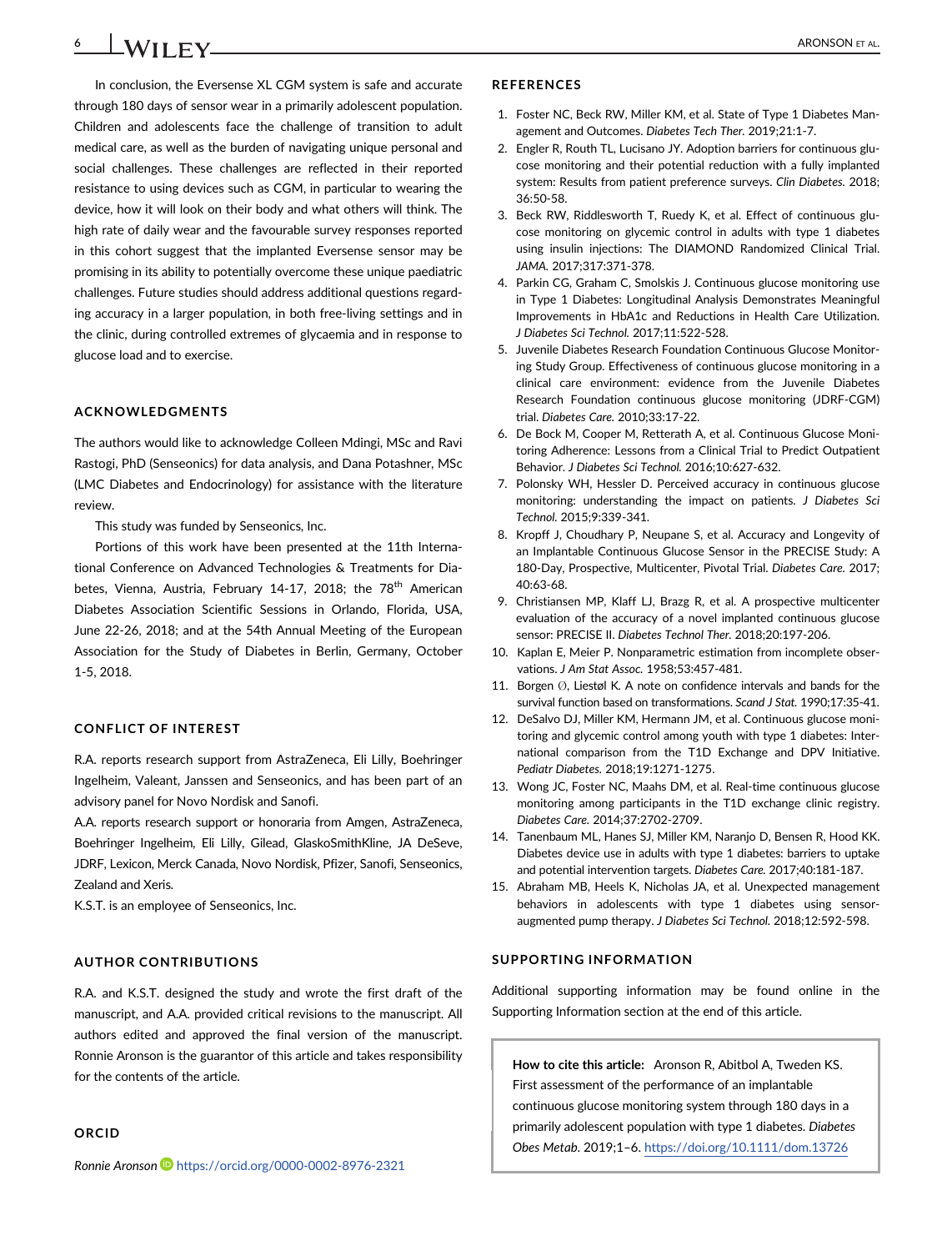In conclusion, the Eversense XL CGM system is safe and accurate through 180 days of sensor wear in a primarily adolescent population. Children and adolescents face the challenge of transition to adult medical care, as well as the burden of navigating unique personal and social challenges. These challenges are reflected in their reported resistance to using devices such as CGM, in particular to wearing the device, how it will look on their body and what others will think. The high rate of daily wear and the favourable survey responses reported in this cohort suggest that the implanted Eversense sensor may be promising in its ability to potentially overcome these unique paediatric challenges. Future studies should address additional questions regarding accuracy in a larger population, in both free-living settings and in the clinic, during controlled extremes of glycaemia and in response to glucose load and to exercise.

## ACKNOWLEDGMENTS

The authors would like to acknowledge Colleen Mdingi, MSc and Ravi Rastogi, PhD (Senseonics) for data analysis, and Dana Potashner, MSc (LMC Diabetes and Endocrinology) for assistance with the literature review.

This study was funded by Senseonics, Inc.

Portions of this work have been presented at the 11th International Conference on Advanced Technologies & Treatments for Diabetes, Vienna, Austria, February 14-17, 2018; the 78th American Diabetes Association Scientific Sessions in Orlando, Florida, USA, June 22-26, 2018; and at the 54th Annual Meeting of the European Association for the Study of Diabetes in Berlin, Germany, October 1-5, 2018.

## CONFLICT OF INTEREST

R.A. reports research support from AstraZeneca, Eli Lilly, Boehringer Ingelheim, Valeant, Janssen and Senseonics, and has been part of an advisory panel for Novo Nordisk and Sanofi.

A.A. reports research support or honoraria from Amgen, AstraZeneca, Boehringer Ingelheim, Eli Lilly, Gilead, GlaskoSmithKline, JA DeSeve, JDRF, Lexicon, Merck Canada, Novo Nordisk, Pfizer, Sanofi, Senseonics, Zealand and Xeris.

K.S.T. is an employee of Senseonics, Inc.

## AUTHOR CONTRIBUTIONS

R.A. and K.S.T. designed the study and wrote the first draft of the manuscript, and A.A. provided critical revisions to the manuscript. All authors edited and approved the final version of the manuscript. Ronnie Aronson is the guarantor of this article and takes responsibility for the contents of the article.

## ORCID

*Ronnie Aronson* https://orcid.org/0000-0002-8976-2321

## REFERENCES

1. Foster NC, Beck RW, Miller KM, et al. State of Type 1 Diabetes Management and Outcomes. *Diabetes Tech Ther.* 2019;21:1-7.
2. Engler R, Routh TL, Lucisano JY. Adoption barriers for continuous glucose monitoring and their potential reduction with a fully implanted system: Results from patient preference surveys. *Clin Diabetes.* 2018;36:50-58.
3. Beck RW, Riddlesworth T, Ruedy K, et al. Effect of continuous glucose monitoring on glycemic control in adults with type 1 diabetes using insulin injections: The DIAMOND Randomized Clinical Trial. *JAMA.* 2017;317:371-378.
4. Parkin CG, Graham C, Smolskis J. Continuous glucose monitoring use in Type 1 Diabetes: Longitudinal Analysis Demonstrates Meaningful Improvements in HbA1c and Reductions in Health Care Utilization. *J Diabetes Sci Technol.* 2017;11:522-528.
5. Juvenile Diabetes Research Foundation Continuous Glucose Monitoring Study Group. Effectiveness of continuous glucose monitoring in a clinical care environment: evidence from the Juvenile Diabetes Research Foundation continuous glucose monitoring (JDRF-CGM) trial. *Diabetes Care.* 2010;33:17-22.
6. De Bock M, Cooper M, Retterath A, et al. Continuous Glucose Monitoring Adherence: Lessons from a Clinical Trial to Predict Outpatient Behavior. *J Diabetes Sci Technol.* 2016;10:627-632.
7. Polonsky WH, Hessler D. Perceived accuracy in continuous glucose monitoring: understanding the impact on patients. *J Diabetes Sci Technol.* 2015;9:339-341.
8. Kropff J, Choudhary P, Neupane S, et al. Accuracy and Longevity of an Implantable Continuous Glucose Sensor in the PRECISE Study: A 180-Day, Prospective, Multicenter, Pivotal Trial. *Diabetes Care.* 2017;40:63-68.
9. Christiansen MP, Klaff LJ, Brazg R, et al. A prospective multicenter evaluation of the accuracy of a novel implanted continuous glucose sensor: PRECISE II. *Diabetes Technol Ther.* 2018;20:197-206.
10. Kaplan E, Meier P. Nonparametric estimation from incomplete observations. *J Am Stat Assoc.* 1958;53:457-481.
11. Borgen Ø, Liestøl K. A note on confidence intervals and bands for the survival function based on transformations. *Scand J Stat.* 1990;17:35-41.
12. DeSalvo DJ, Miller KM, Hermann JM, et al. Continuous glucose monitoring and glycemic control among youth with type 1 diabetes: International comparison from the T1D Exchange and DPV Initiative. *Pediatr Diabetes.* 2018;19:1271-1275.
13. Wong JC, Foster NC, Maahs DM, et al. Real-time continuous glucose monitoring among participants in the T1D exchange clinic registry. *Diabetes Care.* 2014;37:2702-2709.
14. Tanenbaum ML, Hanes SJ, Miller KM, Naranjo D, Bensen R, Hood KK. Diabetes device use in adults with type 1 diabetes: barriers to uptake and potential intervention targets. *Diabetes Care.* 2017;40:181-187.
15. Abraham MB, Heels K, Nicholas JA, et al. Unexpected management behaviors in adolescents with type 1 diabetes using sensor-augmented pump therapy. *J Diabetes Sci Technol.* 2018;12:592-598.

## SUPPORTING INFORMATION

Additional supporting information may be found online in the Supporting Information section at the end of this article.

**How to cite this article:** Aronson R, Abitbol A, Tweden KS. First assessment of the performance of an implantable continuous glucose monitoring system through 180 days in a primarily adolescent population with type 1 diabetes. *Diabetes Obes Metab.* 2019;1–6. https://doi.org/10.1111/dom.13726